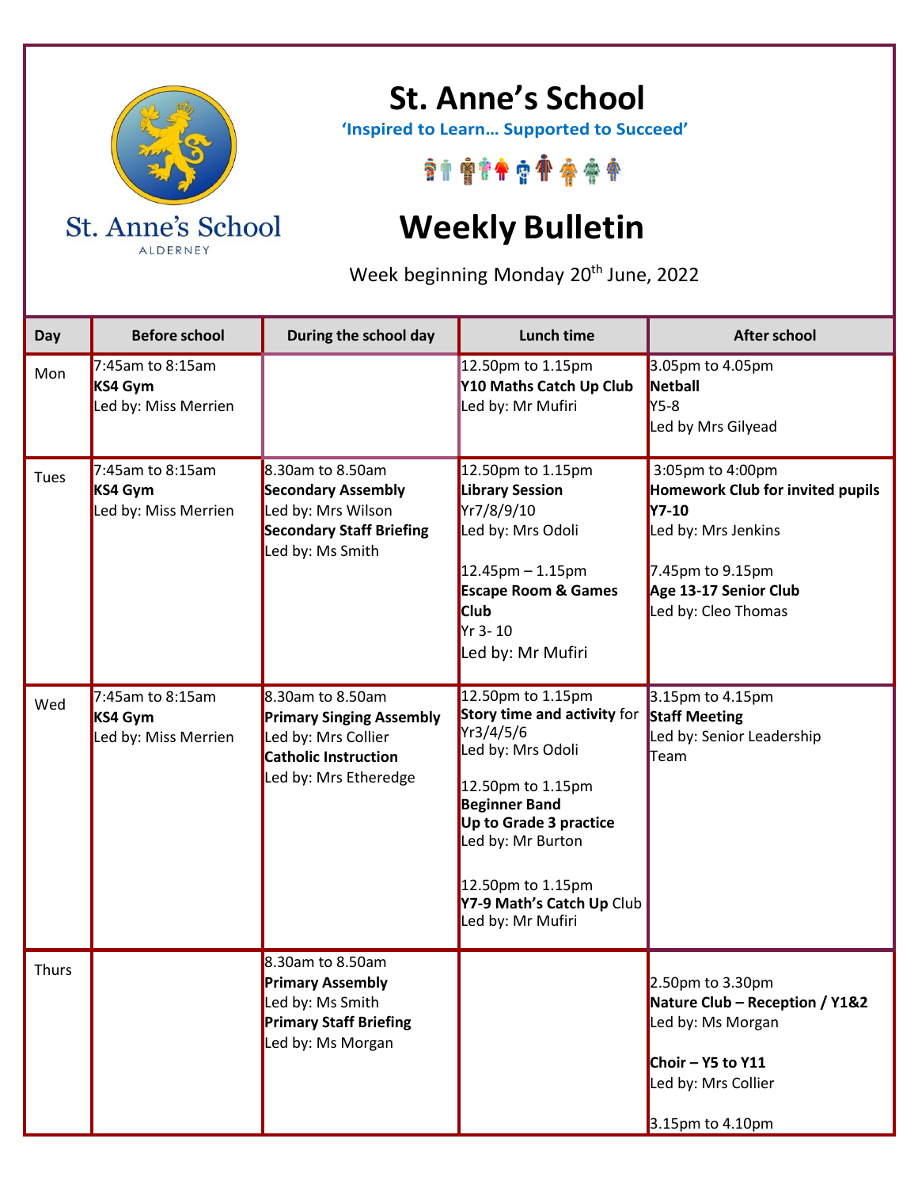# St. Anne's School

**'Inspired to Learn… Supported to Succeed'**

St. Anne's School
ALDERNEY

# Weekly Bulletin

Week beginning Monday 20th June, 2022

| Day | Before school | During the school day | Lunch time | After school |
|---|---|---|---|---|
| Mon | 7:45am to 8:15am<br>**KS4 Gym**<br>Led by: Miss Merrien | | 12.50pm to 1.15pm<br>**Y10 Maths Catch Up Club**<br>Led by: Mr Mufiri | 3.05pm to 4.05pm<br>**Netball**<br>Y5-8<br>Led by Mrs Gilyead |
| Tues | 7:45am to 8:15am<br>**KS4 Gym**<br>Led by: Miss Merrien | 8.30am to 8.50am<br>**Secondary Assembly**<br>Led by: Mrs Wilson<br>**Secondary Staff Briefing**<br>Led by: Ms Smith | 12.50pm to 1.15pm<br>**Library Session**<br>Yr7/8/9/10<br>Led by: Mrs Odoli<br><br>12.45pm – 1.15pm<br>**Escape Room & Games Club**<br>Yr 3- 10<br>Led by: Mr Mufiri | 3:05pm to 4:00pm<br>**Homework Club for invited pupils Y7-10**<br>Led by: Mrs Jenkins<br><br>7.45pm to 9.15pm<br>**Age 13-17 Senior Club**<br>Led by: Cleo Thomas |
| Wed | 7:45am to 8:15am<br>**KS4 Gym**<br>Led by: Miss Merrien | 8.30am to 8.50am<br>**Primary Singing Assembly**<br>Led by: Mrs Collier<br>**Catholic Instruction**<br>Led by: Mrs Etheredge | 12.50pm to 1.15pm<br>**Story time and activity** for Yr3/4/5/6<br>Led by: Mrs Odoli<br><br>12.50pm to 1.15pm<br>**Beginner Band**<br>**Up to Grade 3 practice**<br>Led by: Mr Burton<br><br>12.50pm to 1.15pm<br>**Y7-9 Math's Catch Up** Club<br>Led by: Mr Mufiri | 3.15pm to 4.15pm<br>**Staff Meeting**<br>Led by: Senior Leadership Team |
| Thurs | | 8.30am to 8.50am<br>**Primary Assembly**<br>Led by: Ms Smith<br>**Primary Staff Briefing**<br>Led by: Ms Morgan | | 2.50pm to 3.30pm<br>**Nature Club – Reception / Y1&2**<br>Led by: Ms Morgan<br><br>**Choir – Y5 to Y11**<br>Led by: Mrs Collier<br><br>3.15pm to 4.10pm |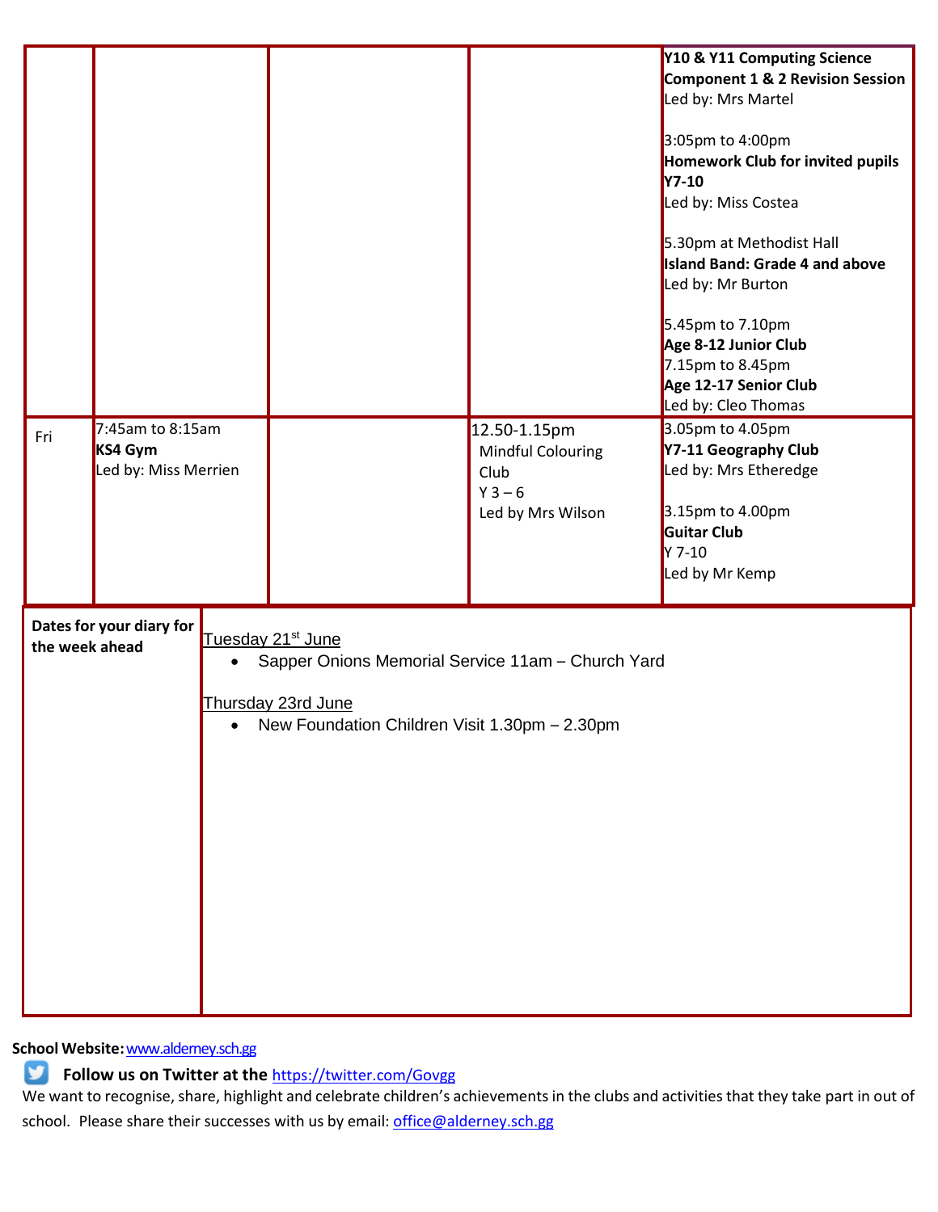| | | | | |
|---|---|---|---|---|
| | | | | **Y10 & Y11 Computing Science Component 1 & 2 Revision Session**<br>Led by: Mrs Martel<br><br>3:05pm to 4:00pm<br>**Homework Club for invited pupils Y7-10**<br>Led by: Miss Costea<br><br>5.30pm at Methodist Hall<br>**Island Band: Grade 4 and above**<br>Led by: Mr Burton<br><br>5.45pm to 7.10pm<br>**Age 8-12 Junior Club**<br>7.15pm to 8.45pm<br>**Age 12-17 Senior Club**<br>Led by: Cleo Thomas |
| Fri | 7:45am to 8:15am<br>**KS4 Gym**<br>Led by: Miss Merrien | | 12.50-1.15pm<br>Mindful Colouring Club<br>Y 3 – 6<br>Led by Mrs Wilson | 3.05pm to 4.05pm<br>**Y7-11 Geography Club**<br>Led by: Mrs Etheredge<br><br>3.15pm to 4.00pm<br>**Guitar Club**<br>Y 7-10<br>Led by Mr Kemp |

| | |
|---|---|
| **Dates for your diary for the week ahead** | Tuesday 21st June<br>• Sapper Onions Memorial Service 11am – Church Yard<br><br>Thursday 23rd June<br>• New Foundation Children Visit 1.30pm – 2.30pm |

**School Website:** www.alderney.sch.gg

**Follow us on Twitter at the** https://twitter.com/Govgg

We want to recognise, share, highlight and celebrate children's achievements in the clubs and activities that they take part in out of school. Please share their successes with us by email: office@alderney.sch.gg